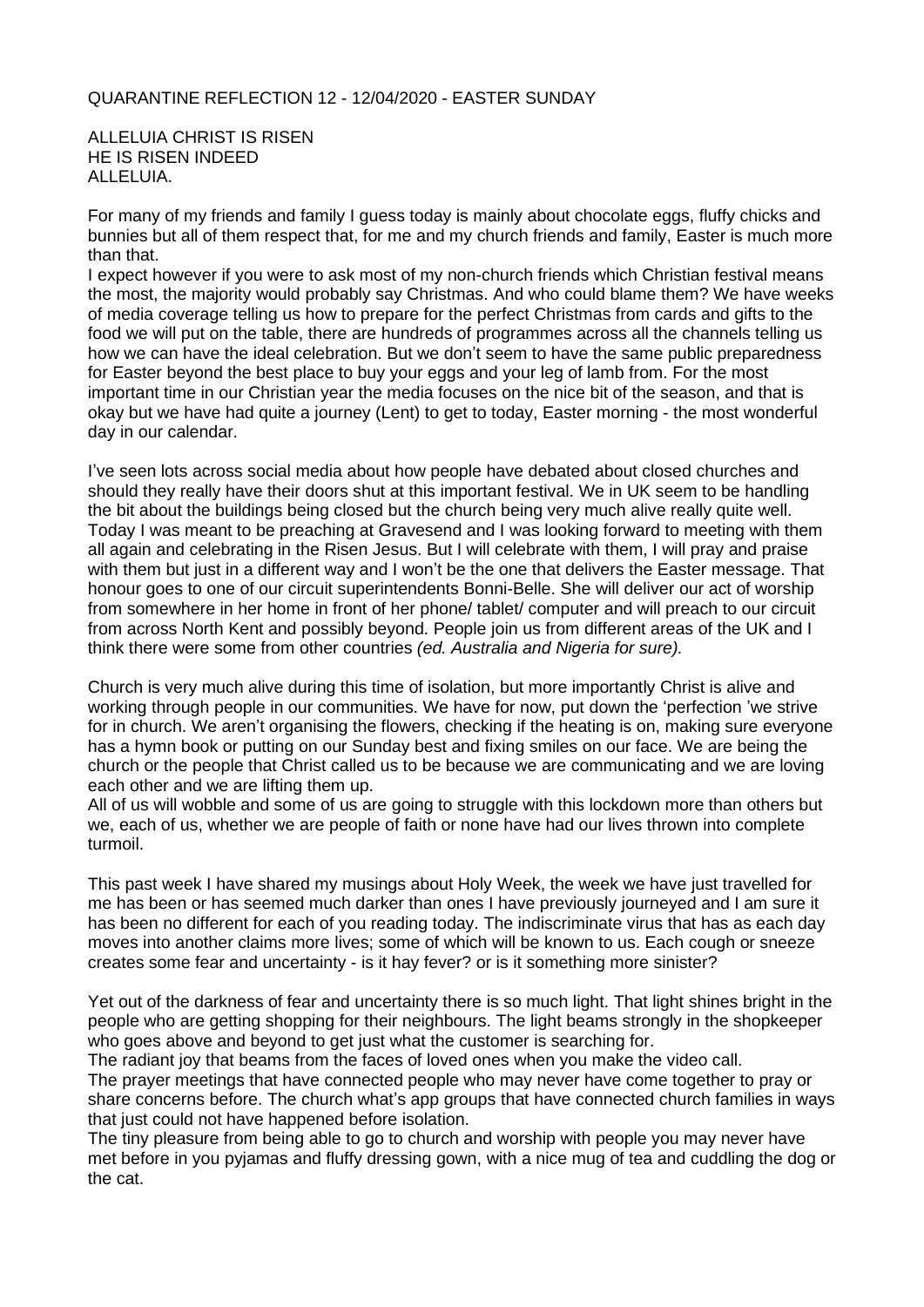QUARANTINE REFLECTION 12 - 12/04/2020 - EASTER SUNDAY

ALLELUIA CHRIST IS RISEN
HE IS RISEN INDEED
ALLELUIA.

For many of my friends and family I guess today is mainly about chocolate eggs, fluffy chicks and bunnies but all of them respect that, for me and my church friends and family, Easter is much more than that.

I expect however if you were to ask most of my non-church friends which Christian festival means the most, the majority would probably say Christmas. And who could blame them? We have weeks of media coverage telling us how to prepare for the perfect Christmas from cards and gifts to the food we will put on the table, there are hundreds of programmes across all the channels telling us how we can have the ideal celebration. But we don't seem to have the same public preparedness for Easter beyond the best place to buy your eggs and your leg of lamb from. For the most important time in our Christian year the media focuses on the nice bit of the season, and that is okay but we have had quite a journey (Lent) to get to today, Easter morning - the most wonderful day in our calendar.

I've seen lots across social media about how people have debated about closed churches and should they really have their doors shut at this important festival. We in UK seem to be handling the bit about the buildings being closed but the church being very much alive really quite well. Today I was meant to be preaching at Gravesend and I was looking forward to meeting with them all again and celebrating in the Risen Jesus. But I will celebrate with them, I will pray and praise with them but just in a different way and I won't be the one that delivers the Easter message. That honour goes to one of our circuit superintendents Bonni-Belle. She will deliver our act of worship from somewhere in her home in front of her phone/ tablet/ computer and will preach to our circuit from across North Kent and possibly beyond. People join us from different areas of the UK and I think there were some from other countries *(ed. Australia and Nigeria for sure).*

Church is very much alive during this time of isolation, but more importantly Christ is alive and working through people in our communities. We have for now, put down the 'perfection 'we strive for in church. We aren't organising the flowers, checking if the heating is on, making sure everyone has a hymn book or putting on our Sunday best and fixing smiles on our face. We are being the church or the people that Christ called us to be because we are communicating and we are loving each other and we are lifting them up.

All of us will wobble and some of us are going to struggle with this lockdown more than others but we, each of us, whether we are people of faith or none have had our lives thrown into complete turmoil.

This past week I have shared my musings about Holy Week, the week we have just travelled for me has been or has seemed much darker than ones I have previously journeyed and I am sure it has been no different for each of you reading today. The indiscriminate virus that has as each day moves into another claims more lives; some of which will be known to us. Each cough or sneeze creates some fear and uncertainty - is it hay fever? or is it something more sinister?

Yet out of the darkness of fear and uncertainty there is so much light. That light shines bright in the people who are getting shopping for their neighbours. The light beams strongly in the shopkeeper who goes above and beyond to get just what the customer is searching for.

The radiant joy that beams from the faces of loved ones when you make the video call.

The prayer meetings that have connected people who may never have come together to pray or share concerns before. The church what's app groups that have connected church families in ways that just could not have happened before isolation.

The tiny pleasure from being able to go to church and worship with people you may never have met before in you pyjamas and fluffy dressing gown, with a nice mug of tea and cuddling the dog or the cat.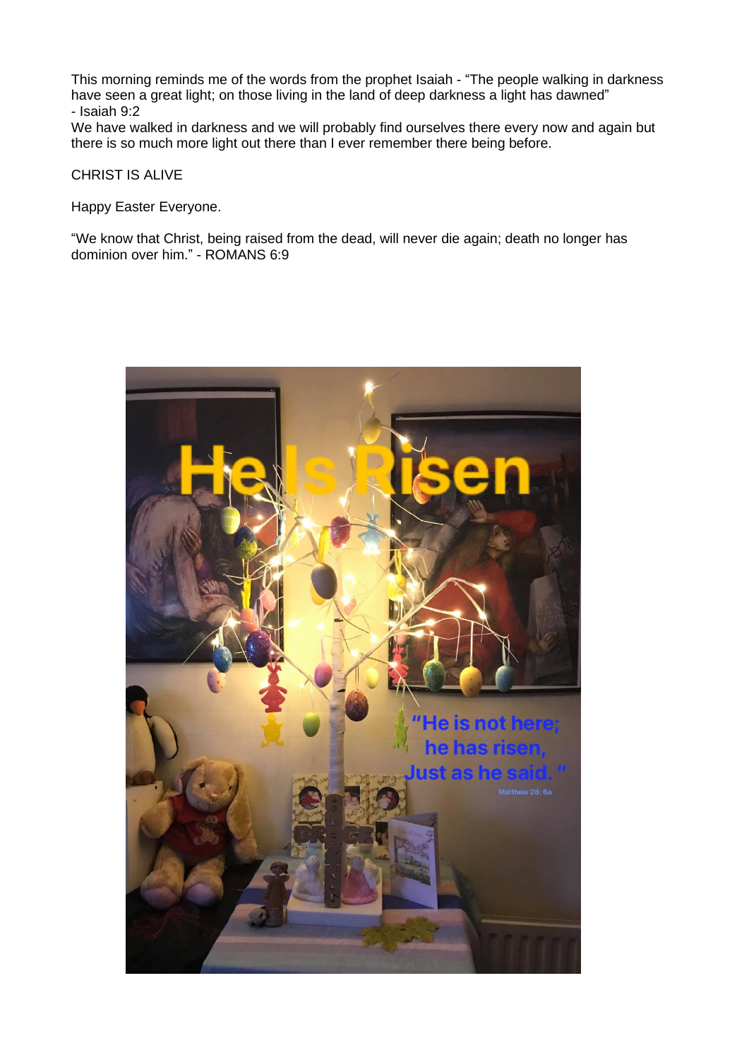This morning reminds me of the words from the prophet Isaiah - “The people walking in darkness have seen a great light; on those living in the land of deep darkness a light has dawned”
- Isaiah 9:2

We have walked in darkness and we will probably find ourselves there every now and again but there is so much more light out there than I ever remember there being before.

CHRIST IS ALIVE

Happy Easter Everyone.

“We know that Christ, being raised from the dead, will never die again; death no longer has dominion over him.” - ROMANS 6:9